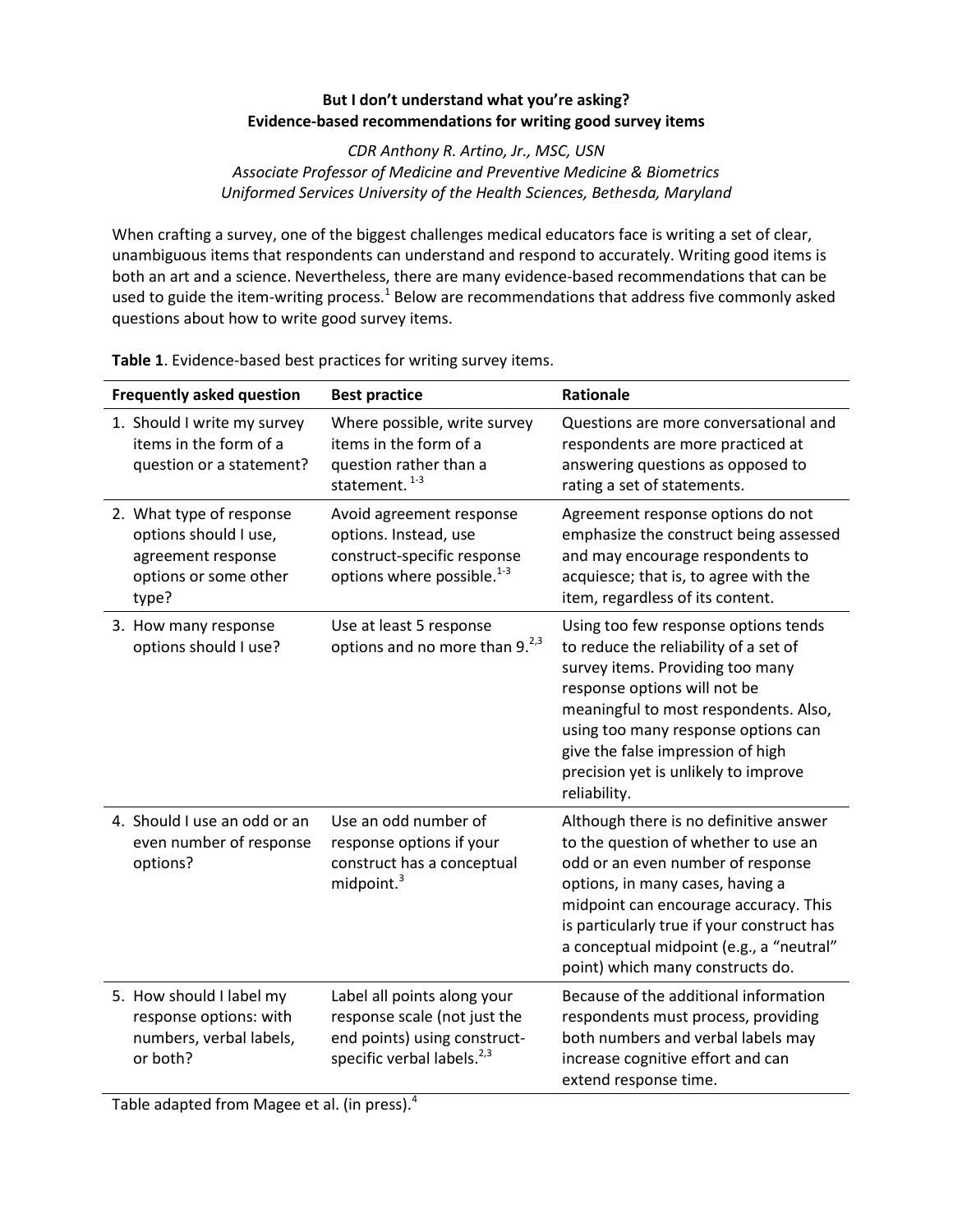# But I don't understand what you're asking?
## Evidence-based recommendations for writing good survey items

*CDR Anthony R. Artino, Jr., MSC, USN*
*Associate Professor of Medicine and Preventive Medicine & Biometrics*
*Uniformed Services University of the Health Sciences, Bethesda, Maryland*

When crafting a survey, one of the biggest challenges medical educators face is writing a set of clear, unambiguous items that respondents can understand and respond to accurately. Writing good items is both an art and a science. Nevertheless, there are many evidence-based recommendations that can be used to guide the item-writing process.[1] Below are recommendations that address five commonly asked questions about how to write good survey items.

**Table 1**. Evidence-based best practices for writing survey items.

| Frequently asked question | Best practice | Rationale |
|---|---|---|
| 1. Should I write my survey items in the form of a question or a statement? | Where possible, write survey items in the form of a question rather than a statement.[1-3] | Questions are more conversational and respondents are more practiced at answering questions as opposed to rating a set of statements. |
| 2. What type of response options should I use, agreement response options or some other type? | Avoid agreement response options. Instead, use construct-specific response options where possible.[1-3] | Agreement response options do not emphasize the construct being assessed and may encourage respondents to acquiesce; that is, to agree with the item, regardless of its content. |
| 3. How many response options should I use? | Use at least 5 response options and no more than 9.[2,3] | Using too few response options tends to reduce the reliability of a set of survey items. Providing too many response options will not be meaningful to most respondents. Also, using too many response options can give the false impression of high precision yet is unlikely to improve reliability. |
| 4. Should I use an odd or an even number of response options? | Use an odd number of response options if your construct has a conceptual midpoint.[3] | Although there is no definitive answer to the question of whether to use an odd or an even number of response options, in many cases, having a midpoint can encourage accuracy. This is particularly true if your construct has a conceptual midpoint (e.g., a "neutral" point) which many constructs do. |
| 5. How should I label my response options: with numbers, verbal labels, or both? | Label all points along your response scale (not just the end points) using construct-specific verbal labels.[2,3] | Because of the additional information respondents must process, providing both numbers and verbal labels may increase cognitive effort and can extend response time. |

Table adapted from Magee et al. (in press).[4]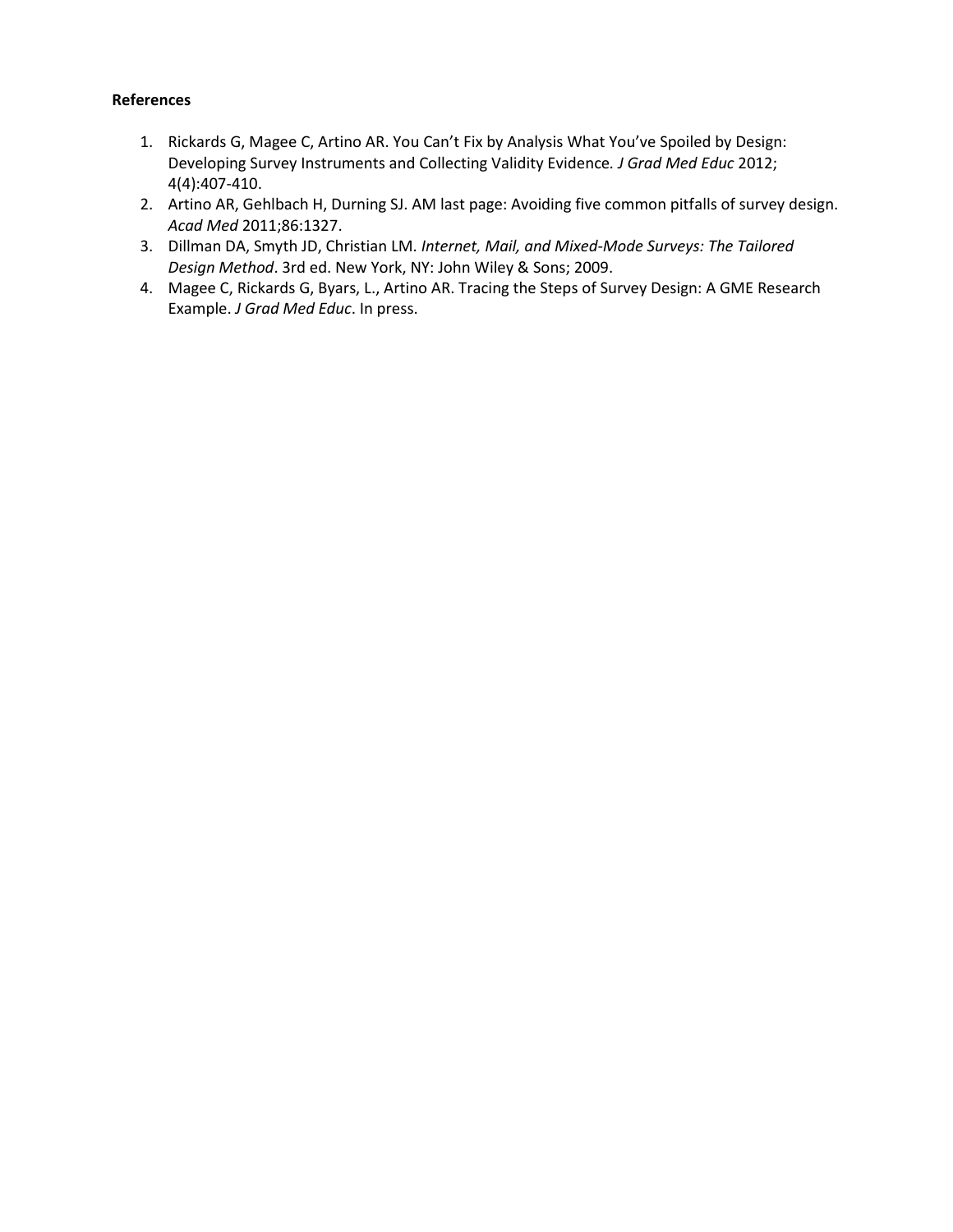**References**

1. Rickards G, Magee C, Artino AR. You Can't Fix by Analysis What You've Spoiled by Design: Developing Survey Instruments and Collecting Validity Evidence. *J Grad Med Educ* 2012; 4(4):407-410.
2. Artino AR, Gehlbach H, Durning SJ. AM last page: Avoiding five common pitfalls of survey design. *Acad Med* 2011;86:1327.
3. Dillman DA, Smyth JD, Christian LM. *Internet, Mail, and Mixed-Mode Surveys: The Tailored Design Method*. 3rd ed. New York, NY: John Wiley & Sons; 2009.
4. Magee C, Rickards G, Byars, L., Artino AR. Tracing the Steps of Survey Design: A GME Research Example. *J Grad Med Educ*. In press.